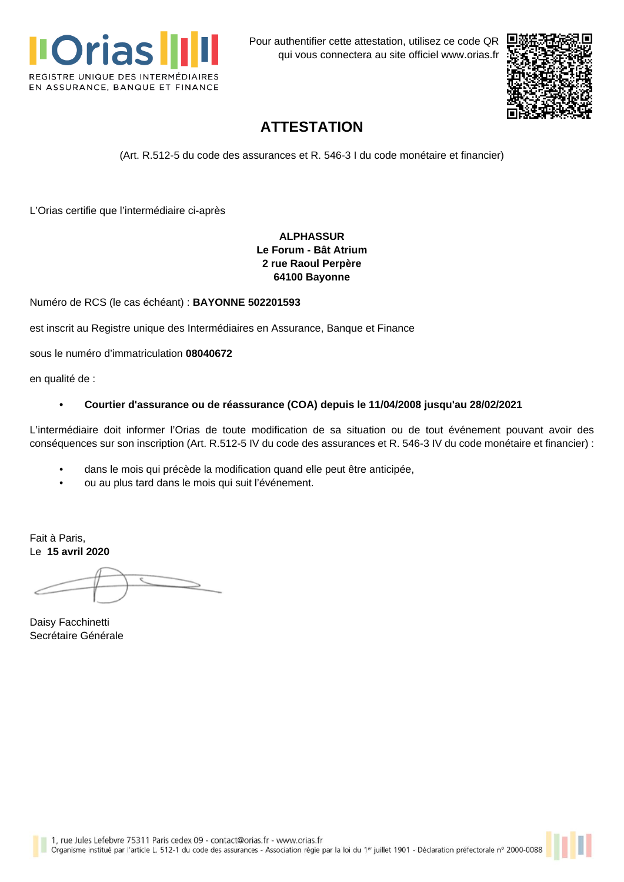Orias

REGISTRE UNIQUE DES INTERMÉDIAIRES EN ASSURANCE, BANQUE ET FINANCE

Pour authentifier cette attestation, utilisez ce code QR qui vous connectera au site officiel www.orias.fr

# ATTESTATION

(Art. R.512-5 du code des assurances et R. 546-3 I du code monétaire et financier)

L'Orias certifie que l'intermédiaire ci-après

**ALPHASSUR**
**Le Forum - Bât Atrium**
**2 rue Raoul Perpère**
**64100 Bayonne**

Numéro de RCS (le cas échéant) : **BAYONNE 502201593**

est inscrit au Registre unique des Intermédiaires en Assurance, Banque et Finance

sous le numéro d'immatriculation **08040672**

en qualité de :

- **Courtier d'assurance ou de réassurance (COA) depuis le 11/04/2008 jusqu'au 28/02/2021**

L'intermédiaire doit informer l'Orias de toute modification de sa situation ou de tout événement pouvant avoir des conséquences sur son inscription (Art. R.512-5 IV du code des assurances et R. 546-3 IV du code monétaire et financier) :

- dans le mois qui précède la modification quand elle peut être anticipée,
- ou au plus tard dans le mois qui suit l'événement.

Fait à Paris,
Le **15 avril 2020**

Daisy Facchinetti
Secrétaire Générale

1, rue Jules Lefebvre 75311 Paris cedex 09 - contact@orias.fr - www.orias.fr
Organisme institué par l'article L. 512-1 du code des assurances - Association régie par la loi du 1er juillet 1901 - Déclaration préfectorale n° 2000-0088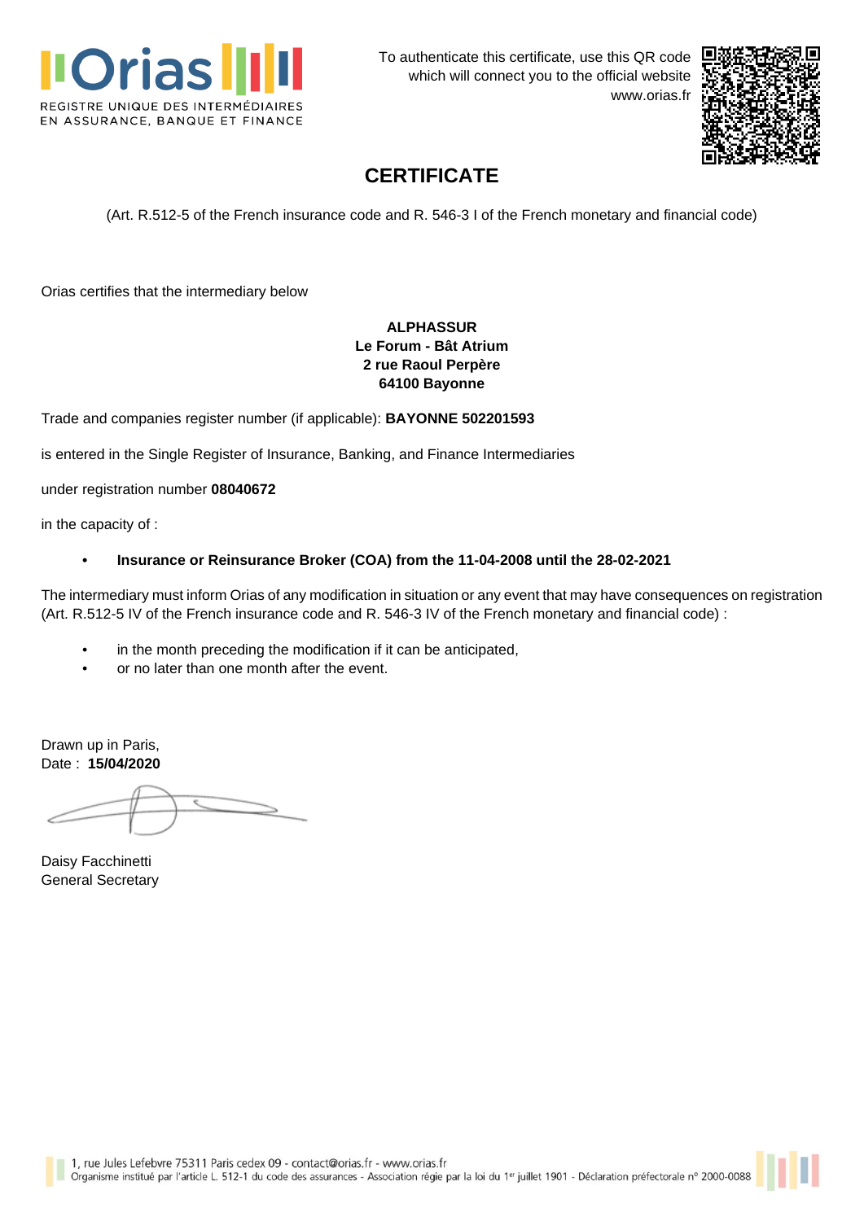Orias

REGISTRE UNIQUE DES INTERMÉDIAIRES EN ASSURANCE, BANQUE ET FINANCE

To authenticate this certificate, use this QR code which will connect you to the official website www.orias.fr

# CERTIFICATE

(Art. R.512-5 of the French insurance code and R. 546-3 I of the French monetary and financial code)

Orias certifies that the intermediary below

**ALPHASSUR**
**Le Forum - Bât Atrium**
**2 rue Raoul Perpère**
**64100 Bayonne**

Trade and companies register number (if applicable): **BAYONNE 502201593**

is entered in the Single Register of Insurance, Banking, and Finance Intermediaries

under registration number **08040672**

in the capacity of :

- **Insurance or Reinsurance Broker (COA) from the 11-04-2008 until the 28-02-2021**

The intermediary must inform Orias of any modification in situation or any event that may have consequences on registration (Art. R.512-5 IV of the French insurance code and R. 546-3 IV of the French monetary and financial code) :

- in the month preceding the modification if it can be anticipated,
- or no later than one month after the event.

Drawn up in Paris,
Date : **15/04/2020**

Daisy Facchinetti
General Secretary

1, rue Jules Lefebvre 75311 Paris cedex 09 - contact@orias.fr - www.orias.fr
Organisme institué par l'article L. 512-1 du code des assurances - Association régie par la loi du 1er juillet 1901 - Déclaration préfectorale n° 2000-0088